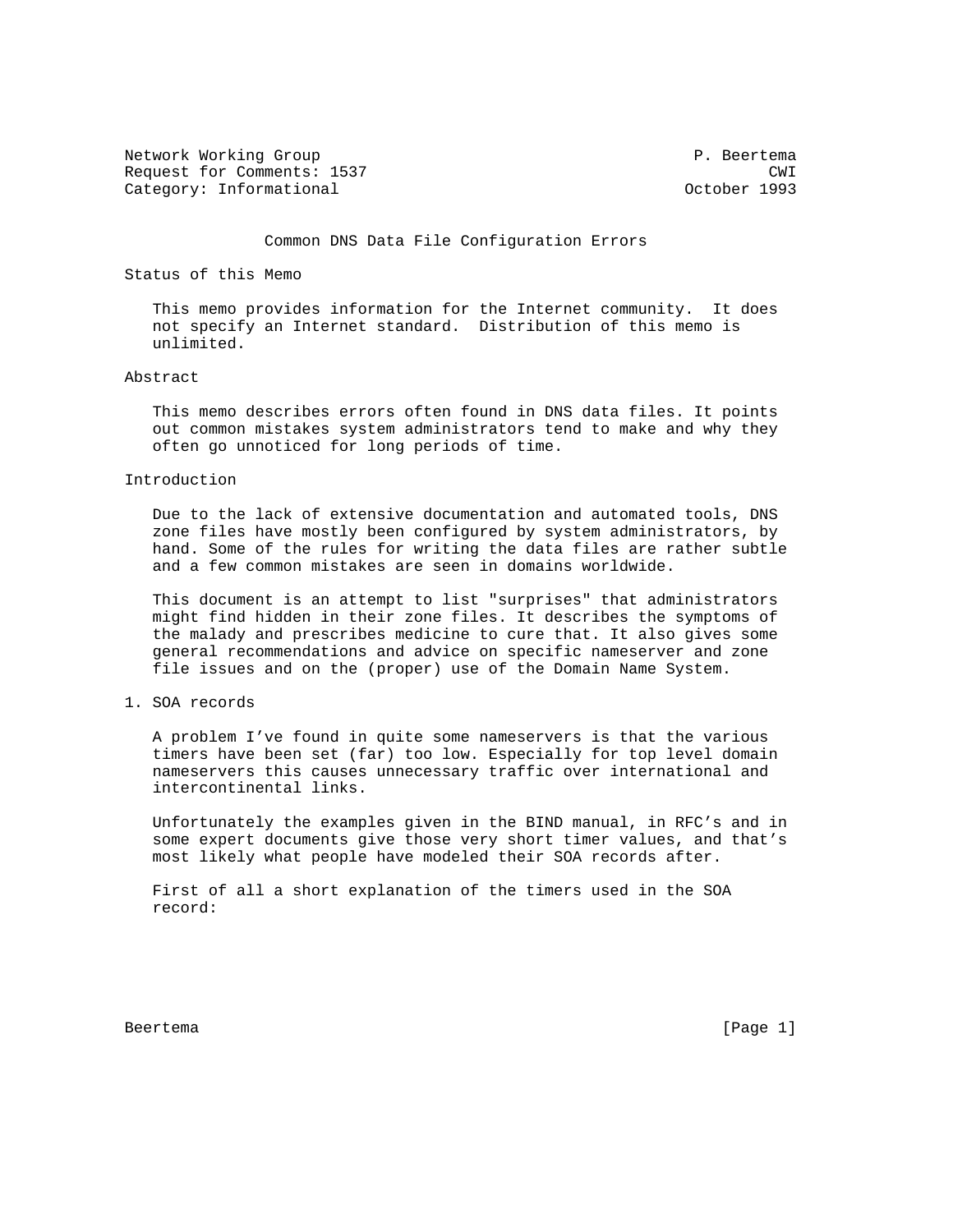Network Working Group P. Beertema
Request for Comments: 1537 CWI
Category: Informational October 1993

# Common DNS Data File Configuration Errors

## Status of this Memo

This memo provides information for the Internet community. It does not specify an Internet standard. Distribution of this memo is unlimited.

## Abstract

This memo describes errors often found in DNS data files. It points out common mistakes system administrators tend to make and why they often go unnoticed for long periods of time.

## Introduction

Due to the lack of extensive documentation and automated tools, DNS zone files have mostly been configured by system administrators, by hand. Some of the rules for writing the data files are rather subtle and a few common mistakes are seen in domains worldwide.

This document is an attempt to list "surprises" that administrators might find hidden in their zone files. It describes the symptoms of the malady and prescribes medicine to cure that. It also gives some general recommendations and advice on specific nameserver and zone file issues and on the (proper) use of the Domain Name System.

## 1. SOA records

A problem I've found in quite some nameservers is that the various timers have been set (far) too low. Especially for top level domain nameservers this causes unnecessary traffic over international and intercontinental links.

Unfortunately the examples given in the BIND manual, in RFC's and in some expert documents give those very short timer values, and that's most likely what people have modeled their SOA records after.

First of all a short explanation of the timers used in the SOA record: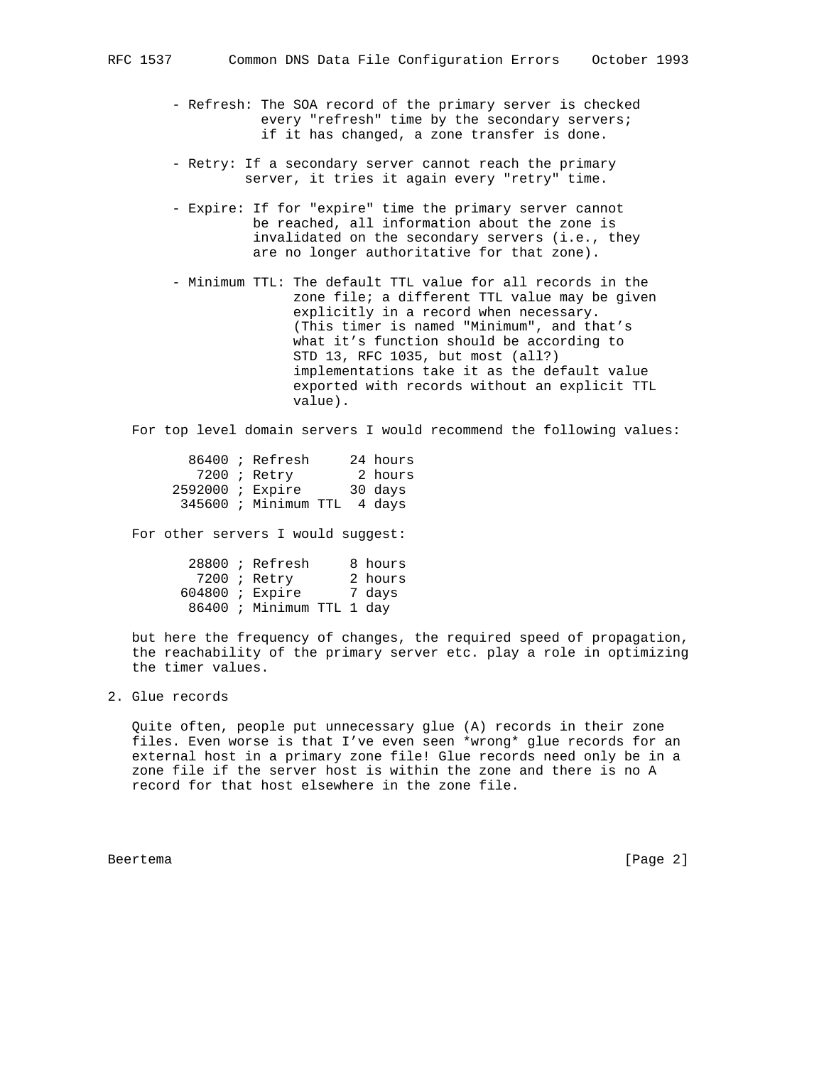- Refresh: The SOA record of the primary server is checked every "refresh" time by the secondary servers; if it has changed, a zone transfer is done.

- Retry: If a secondary server cannot reach the primary server, it tries it again every "retry" time.

- Expire: If for "expire" time the primary server cannot be reached, all information about the zone is invalidated on the secondary servers (i.e., they are no longer authoritative for that zone).

- Minimum TTL: The default TTL value for all records in the zone file; a different TTL value may be given explicitly in a record when necessary. (This timer is named "Minimum", and that's what it's function should be according to STD 13, RFC 1035, but most (all?) implementations take it as the default value exported with records without an explicit TTL value).

For top level domain servers I would recommend the following values:

```
  86400 ; Refresh     24 hours
   7200 ; Retry        2 hours
2592000 ; Expire      30 days
 345600 ; Minimum TTL  4 days
```

For other servers I would suggest:

```
  28800 ; Refresh     8 hours
   7200 ; Retry       2 hours
 604800 ; Expire      7 days
  86400 ; Minimum TTL 1 day
```

but here the frequency of changes, the required speed of propagation, the reachability of the primary server etc. play a role in optimizing the timer values.

## 2. Glue records

Quite often, people put unnecessary glue (A) records in their zone files. Even worse is that I've even seen *wrong* glue records for an external host in a primary zone file! Glue records need only be in a zone file if the server host is within the zone and there is no A record for that host elsewhere in the zone file.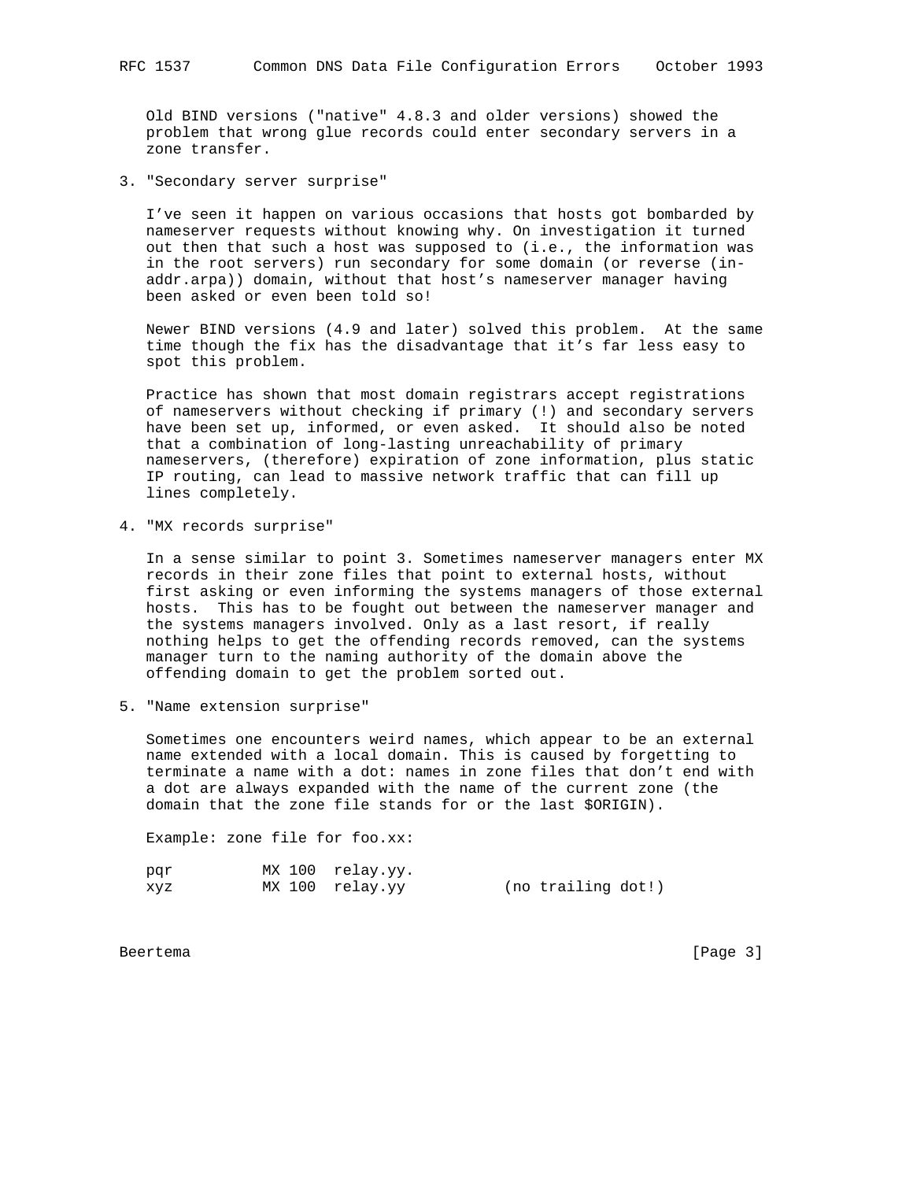Old BIND versions ("native" 4.8.3 and older versions) showed the problem that wrong glue records could enter secondary servers in a zone transfer.

3. "Secondary server surprise"

I've seen it happen on various occasions that hosts got bombarded by nameserver requests without knowing why. On investigation it turned out then that such a host was supposed to (i.e., the information was in the root servers) run secondary for some domain (or reverse (in-addr.arpa)) domain, without that host's nameserver manager having been asked or even been told so!

Newer BIND versions (4.9 and later) solved this problem. At the same time though the fix has the disadvantage that it's far less easy to spot this problem.

Practice has shown that most domain registrars accept registrations of nameservers without checking if primary (!) and secondary servers have been set up, informed, or even asked. It should also be noted that a combination of long-lasting unreachability of primary nameservers, (therefore) expiration of zone information, plus static IP routing, can lead to massive network traffic that can fill up lines completely.

4. "MX records surprise"

In a sense similar to point 3. Sometimes nameserver managers enter MX records in their zone files that point to external hosts, without first asking or even informing the systems managers of those external hosts. This has to be fought out between the nameserver manager and the systems managers involved. Only as a last resort, if really nothing helps to get the offending records removed, can the systems manager turn to the naming authority of the domain above the offending domain to get the problem sorted out.

5. "Name extension surprise"

Sometimes one encounters weird names, which appear to be an external name extended with a local domain. This is caused by forgetting to terminate a name with a dot: names in zone files that don't end with a dot are always expanded with the name of the current zone (the domain that the zone file stands for or the last $ORIGIN).

Example: zone file for foo.xx:

```
pqr          MX 100  relay.yy.
xyz          MX 100  relay.yy           (no trailing dot!)
```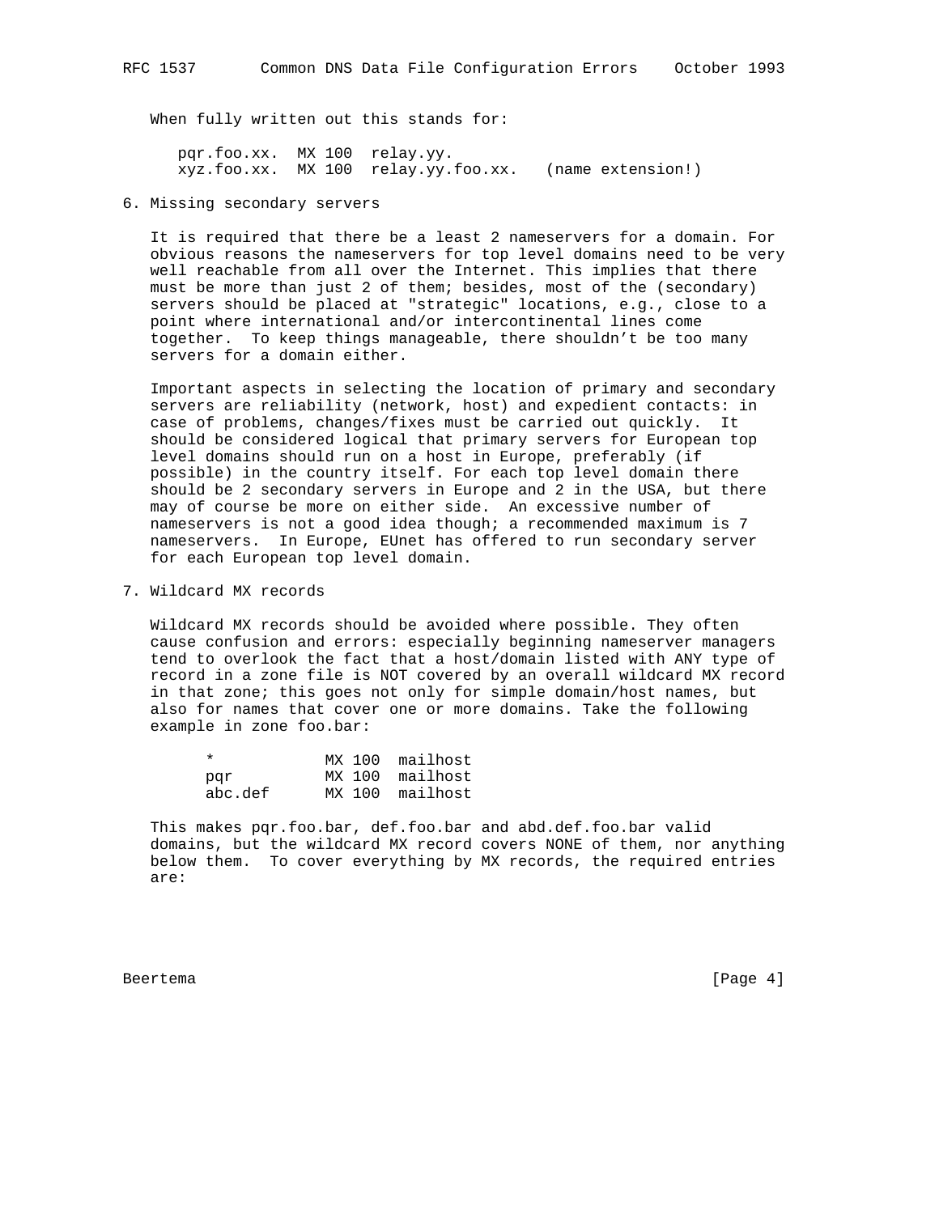When fully written out this stands for:

```
pqr.foo.xx.  MX 100  relay.yy.
xyz.foo.xx.  MX 100  relay.yy.foo.xx.   (name extension!)
```

## 6. Missing secondary servers

It is required that there be a least 2 nameservers for a domain. For obvious reasons the nameservers for top level domains need to be very well reachable from all over the Internet. This implies that there must be more than just 2 of them; besides, most of the (secondary) servers should be placed at "strategic" locations, e.g., close to a point where international and/or intercontinental lines come together. To keep things manageable, there shouldn't be too many servers for a domain either.

Important aspects in selecting the location of primary and secondary servers are reliability (network, host) and expedient contacts: in case of problems, changes/fixes must be carried out quickly. It should be considered logical that primary servers for European top level domains should run on a host in Europe, preferably (if possible) in the country itself. For each top level domain there should be 2 secondary servers in Europe and 2 in the USA, but there may of course be more on either side. An excessive number of nameservers is not a good idea though; a recommended maximum is 7 nameservers. In Europe, EUnet has offered to run secondary server for each European top level domain.

## 7. Wildcard MX records

Wildcard MX records should be avoided where possible. They often cause confusion and errors: especially beginning nameserver managers tend to overlook the fact that a host/domain listed with ANY type of record in a zone file is NOT covered by an overall wildcard MX record in that zone; this goes not only for simple domain/host names, but also for names that cover one or more domains. Take the following example in zone foo.bar:

```
*            MX 100  mailhost
pqr          MX 100  mailhost
abc.def      MX 100  mailhost
```

This makes pqr.foo.bar, def.foo.bar and abd.def.foo.bar valid domains, but the wildcard MX record covers NONE of them, nor anything below them. To cover everything by MX records, the required entries are: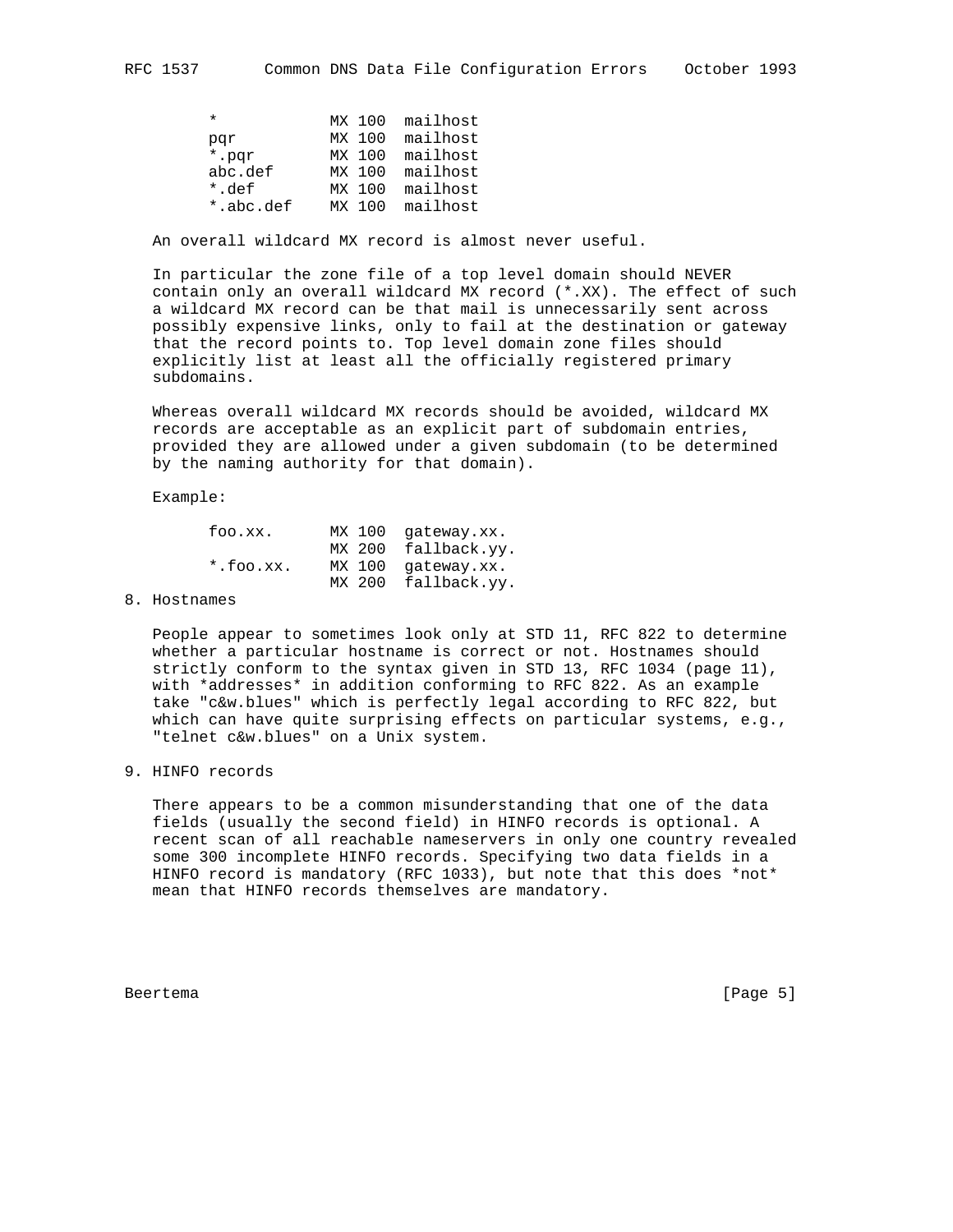```
*            MX 100  mailhost
pqr          MX 100  mailhost
*.pqr        MX 100  mailhost
abc.def      MX 100  mailhost
*.def        MX 100  mailhost
*.abc.def    MX 100  mailhost
```

An overall wildcard MX record is almost never useful.

In particular the zone file of a top level domain should NEVER contain only an overall wildcard MX record (*.XX). The effect of such a wildcard MX record can be that mail is unnecessarily sent across possibly expensive links, only to fail at the destination or gateway that the record points to. Top level domain zone files should explicitly list at least all the officially registered primary subdomains.

Whereas overall wildcard MX records should be avoided, wildcard MX records are acceptable as an explicit part of subdomain entries, provided they are allowed under a given subdomain (to be determined by the naming authority for that domain).

Example:

```
foo.xx.      MX 100  gateway.xx.
             MX 200  fallback.yy.
*.foo.xx.    MX 100  gateway.xx.
             MX 200  fallback.yy.
```

## 8. Hostnames

People appear to sometimes look only at STD 11, RFC 822 to determine whether a particular hostname is correct or not. Hostnames should strictly conform to the syntax given in STD 13, RFC 1034 (page 11), with *addresses* in addition conforming to RFC 822. As an example take "c&w.blues" which is perfectly legal according to RFC 822, but which can have quite surprising effects on particular systems, e.g., "telnet c&w.blues" on a Unix system.

## 9. HINFO records

There appears to be a common misunderstanding that one of the data fields (usually the second field) in HINFO records is optional. A recent scan of all reachable nameservers in only one country revealed some 300 incomplete HINFO records. Specifying two data fields in a HINFO record is mandatory (RFC 1033), but note that this does *not* mean that HINFO records themselves are mandatory.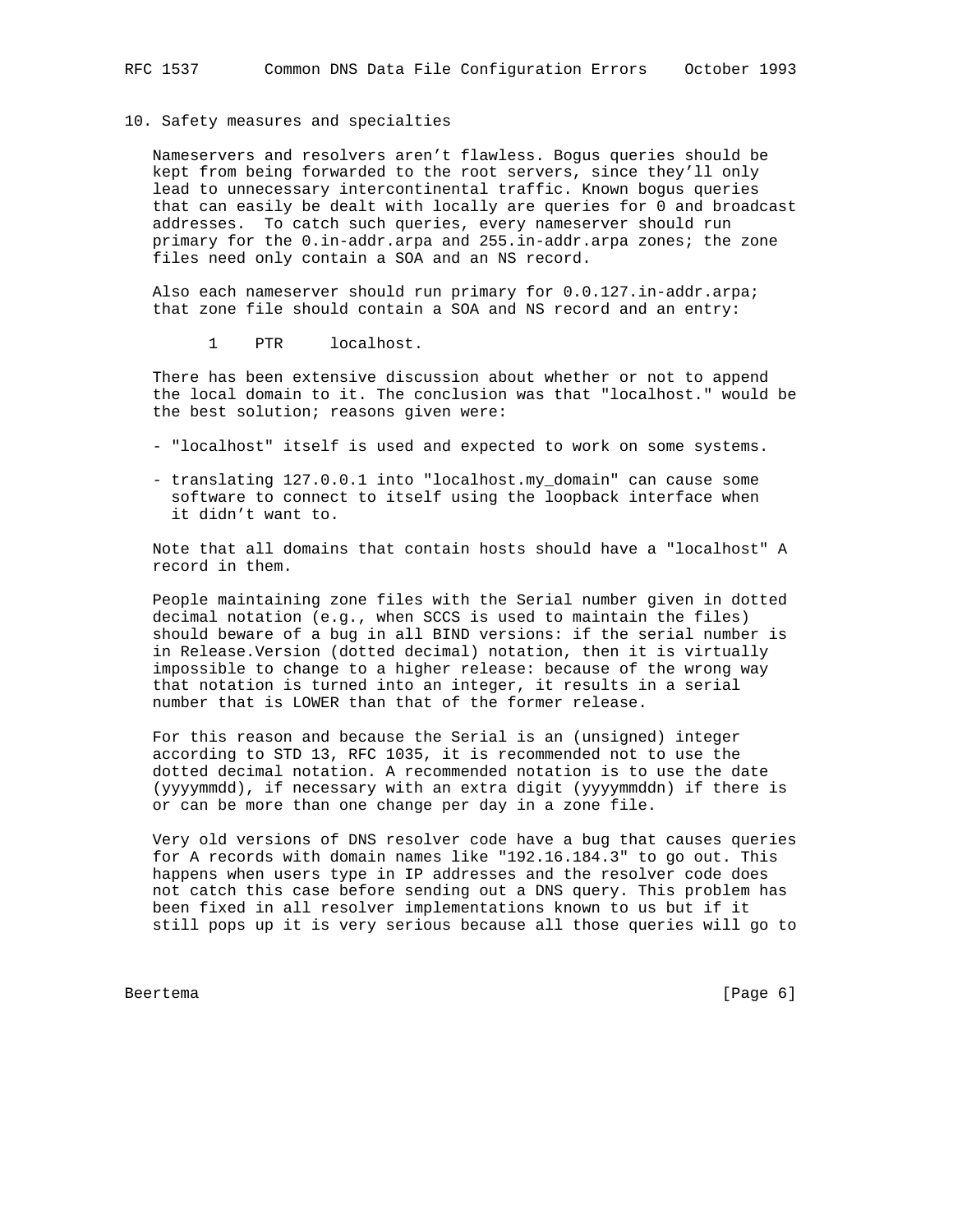## 10. Safety measures and specialties

Nameservers and resolvers aren't flawless. Bogus queries should be kept from being forwarded to the root servers, since they'll only lead to unnecessary intercontinental traffic. Known bogus queries that can easily be dealt with locally are queries for 0 and broadcast addresses. To catch such queries, every nameserver should run primary for the 0.in-addr.arpa and 255.in-addr.arpa zones; the zone files need only contain a SOA and an NS record.

Also each nameserver should run primary for 0.0.127.in-addr.arpa; that zone file should contain a SOA and NS record and an entry:

```
1    PTR     localhost.
```

There has been extensive discussion about whether or not to append the local domain to it. The conclusion was that "localhost." would be the best solution; reasons given were:

- "localhost" itself is used and expected to work on some systems.

- translating 127.0.0.1 into "localhost.my_domain" can cause some software to connect to itself using the loopback interface when it didn't want to.

Note that all domains that contain hosts should have a "localhost" A record in them.

People maintaining zone files with the Serial number given in dotted decimal notation (e.g., when SCCS is used to maintain the files) should beware of a bug in all BIND versions: if the serial number is in Release.Version (dotted decimal) notation, then it is virtually impossible to change to a higher release: because of the wrong way that notation is turned into an integer, it results in a serial number that is LOWER than that of the former release.

For this reason and because the Serial is an (unsigned) integer according to STD 13, RFC 1035, it is recommended not to use the dotted decimal notation. A recommended notation is to use the date (yyyymmdd), if necessary with an extra digit (yyyymmddn) if there is or can be more than one change per day in a zone file.

Very old versions of DNS resolver code have a bug that causes queries for A records with domain names like "192.16.184.3" to go out. This happens when users type in IP addresses and the resolver code does not catch this case before sending out a DNS query. This problem has been fixed in all resolver implementations known to us but if it still pops up it is very serious because all those queries will go to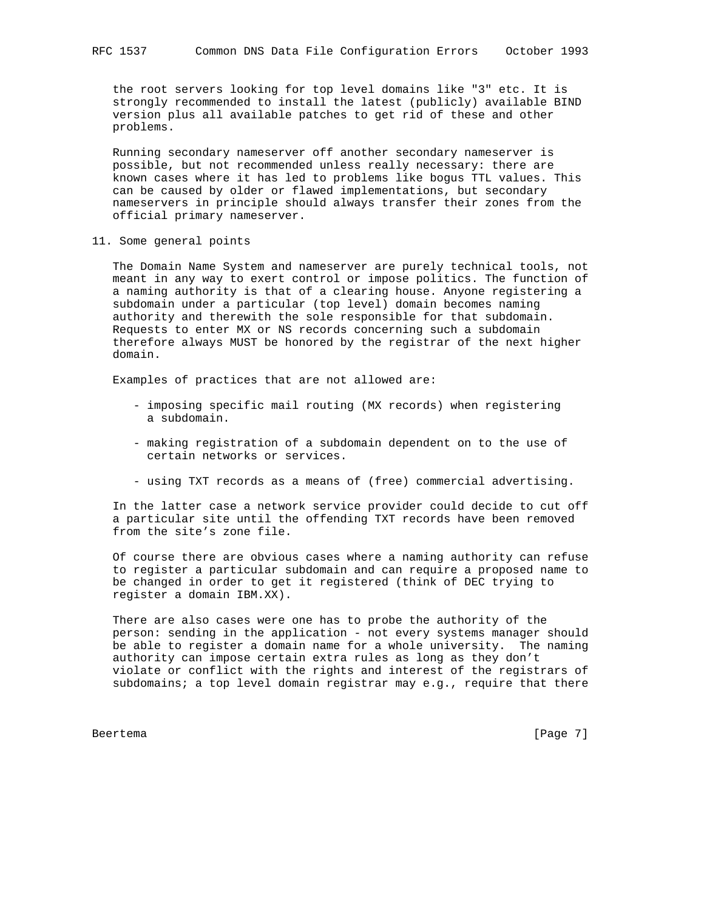the root servers looking for top level domains like "3" etc. It is strongly recommended to install the latest (publicly) available BIND version plus all available patches to get rid of these and other problems.

Running secondary nameserver off another secondary nameserver is possible, but not recommended unless really necessary: there are known cases where it has led to problems like bogus TTL values. This can be caused by older or flawed implementations, but secondary nameservers in principle should always transfer their zones from the official primary nameserver.

## 11. Some general points

The Domain Name System and nameserver are purely technical tools, not meant in any way to exert control or impose politics. The function of a naming authority is that of a clearing house. Anyone registering a subdomain under a particular (top level) domain becomes naming authority and therewith the sole responsible for that subdomain. Requests to enter MX or NS records concerning such a subdomain therefore always MUST be honored by the registrar of the next higher domain.

Examples of practices that are not allowed are:

- imposing specific mail routing (MX records) when registering a subdomain.
- making registration of a subdomain dependent on to the use of certain networks or services.
- using TXT records as a means of (free) commercial advertising.

In the latter case a network service provider could decide to cut off a particular site until the offending TXT records have been removed from the site's zone file.

Of course there are obvious cases where a naming authority can refuse to register a particular subdomain and can require a proposed name to be changed in order to get it registered (think of DEC trying to register a domain IBM.XX).

There are also cases were one has to probe the authority of the person: sending in the application - not every systems manager should be able to register a domain name for a whole university. The naming authority can impose certain extra rules as long as they don't violate or conflict with the rights and interest of the registrars of subdomains; a top level domain registrar may e.g., require that there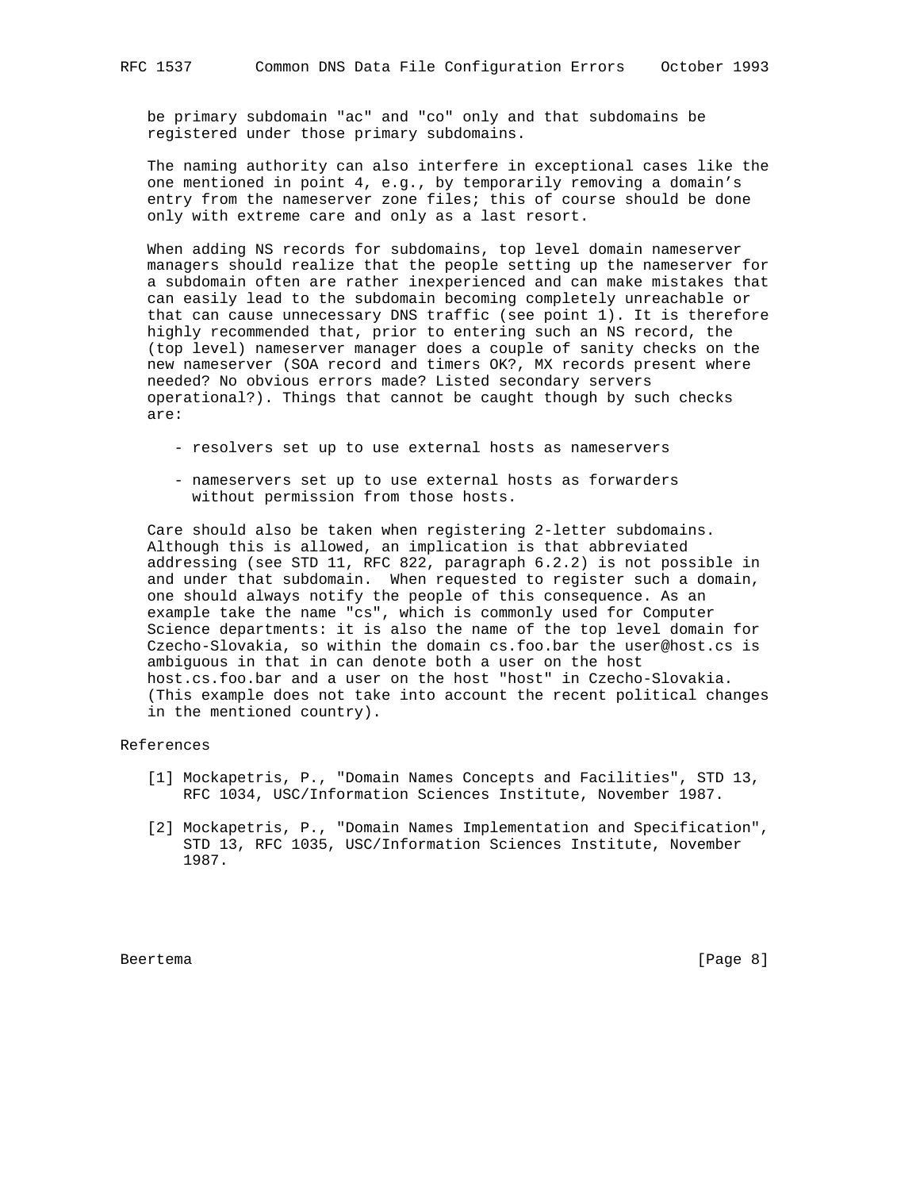be primary subdomain "ac" and "co" only and that subdomains be registered under those primary subdomains.

The naming authority can also interfere in exceptional cases like the one mentioned in point 4, e.g., by temporarily removing a domain's entry from the nameserver zone files; this of course should be done only with extreme care and only as a last resort.

When adding NS records for subdomains, top level domain nameserver managers should realize that the people setting up the nameserver for a subdomain often are rather inexperienced and can make mistakes that can easily lead to the subdomain becoming completely unreachable or that can cause unnecessary DNS traffic (see point 1). It is therefore highly recommended that, prior to entering such an NS record, the (top level) nameserver manager does a couple of sanity checks on the new nameserver (SOA record and timers OK?, MX records present where needed? No obvious errors made? Listed secondary servers operational?). Things that cannot be caught though by such checks are:

- resolvers set up to use external hosts as nameservers

- nameservers set up to use external hosts as forwarders without permission from those hosts.

Care should also be taken when registering 2-letter subdomains. Although this is allowed, an implication is that abbreviated addressing (see STD 11, RFC 822, paragraph 6.2.2) is not possible in and under that subdomain. When requested to register such a domain, one should always notify the people of this consequence. As an example take the name "cs", which is commonly used for Computer Science departments: it is also the name of the top level domain for Czecho-Slovakia, so within the domain cs.foo.bar the user@host.cs is ambiguous in that in can denote both a user on the host host.cs.foo.bar and a user on the host "host" in Czecho-Slovakia. (This example does not take into account the recent political changes in the mentioned country).

References

[1] Mockapetris, P., "Domain Names Concepts and Facilities", STD 13, RFC 1034, USC/Information Sciences Institute, November 1987.

[2] Mockapetris, P., "Domain Names Implementation and Specification", STD 13, RFC 1035, USC/Information Sciences Institute, November 1987.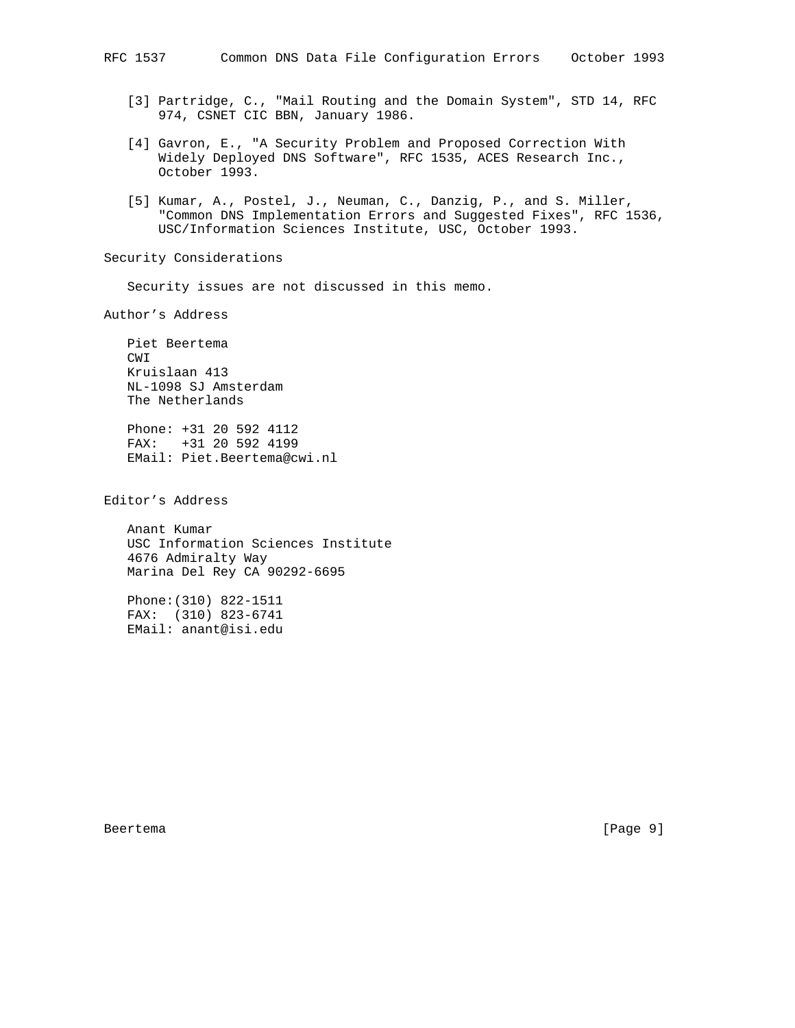[3] Partridge, C., "Mail Routing and the Domain System", STD 14, RFC 974, CSNET CIC BBN, January 1986.

[4] Gavron, E., "A Security Problem and Proposed Correction With Widely Deployed DNS Software", RFC 1535, ACES Research Inc., October 1993.

[5] Kumar, A., Postel, J., Neuman, C., Danzig, P., and S. Miller, "Common DNS Implementation Errors and Suggested Fixes", RFC 1536, USC/Information Sciences Institute, USC, October 1993.

## Security Considerations

Security issues are not discussed in this memo.

## Author's Address

Piet Beertema
CWI
Kruislaan 413
NL-1098 SJ Amsterdam
The Netherlands

Phone: +31 20 592 4112
FAX: +31 20 592 4199
EMail: Piet.Beertema@cwi.nl

## Editor's Address

Anant Kumar
USC Information Sciences Institute
4676 Admiralty Way
Marina Del Rey CA 90292-6695

Phone:(310) 822-1511
FAX: (310) 823-6741
EMail: anant@isi.edu